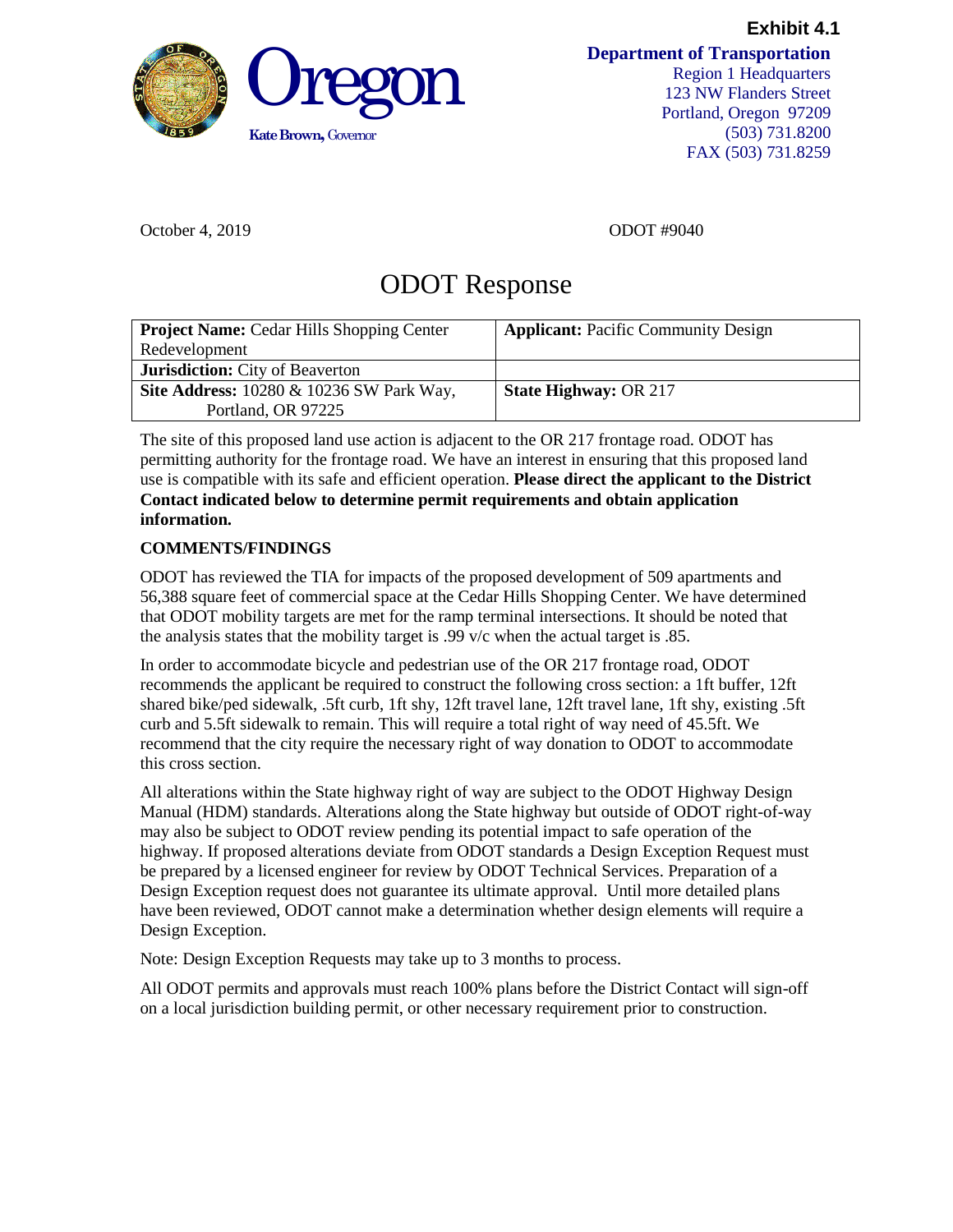**Exhibit 4.1**

Oregon

Kate Brown, Governor

**Department of Transportation**
Region 1 Headquarters
123 NW Flanders Street
Portland, Oregon 97209
(503) 731.8200
FAX (503) 731.8259

October 4, 2019 ODOT #9040

# ODOT Response

| | |
|---|---|
| **Project Name:** Cedar Hills Shopping Center Redevelopment | **Applicant:** Pacific Community Design |
| **Jurisdiction:** City of Beaverton | |
| **Site Address:** 10280 & 10236 SW Park Way, Portland, OR 97225 | **State Highway:** OR 217 |

The site of this proposed land use action is adjacent to the OR 217 frontage road. ODOT has permitting authority for the frontage road. We have an interest in ensuring that this proposed land use is compatible with its safe and efficient operation. **Please direct the applicant to the District Contact indicated below to determine permit requirements and obtain application information.**

**COMMENTS/FINDINGS**

ODOT has reviewed the TIA for impacts of the proposed development of 509 apartments and 56,388 square feet of commercial space at the Cedar Hills Shopping Center. We have determined that ODOT mobility targets are met for the ramp terminal intersections. It should be noted that the analysis states that the mobility target is .99 v/c when the actual target is .85.

In order to accommodate bicycle and pedestrian use of the OR 217 frontage road, ODOT recommends the applicant be required to construct the following cross section: a 1ft buffer, 12ft shared bike/ped sidewalk, .5ft curb, 1ft shy, 12ft travel lane, 12ft travel lane, 1ft shy, existing .5ft curb and 5.5ft sidewalk to remain. This will require a total right of way need of 45.5ft. We recommend that the city require the necessary right of way donation to ODOT to accommodate this cross section.

All alterations within the State highway right of way are subject to the ODOT Highway Design Manual (HDM) standards. Alterations along the State highway but outside of ODOT right-of-way may also be subject to ODOT review pending its potential impact to safe operation of the highway. If proposed alterations deviate from ODOT standards a Design Exception Request must be prepared by a licensed engineer for review by ODOT Technical Services. Preparation of a Design Exception request does not guarantee its ultimate approval. Until more detailed plans have been reviewed, ODOT cannot make a determination whether design elements will require a Design Exception.

Note: Design Exception Requests may take up to 3 months to process.

All ODOT permits and approvals must reach 100% plans before the District Contact will sign-off on a local jurisdiction building permit, or other necessary requirement prior to construction.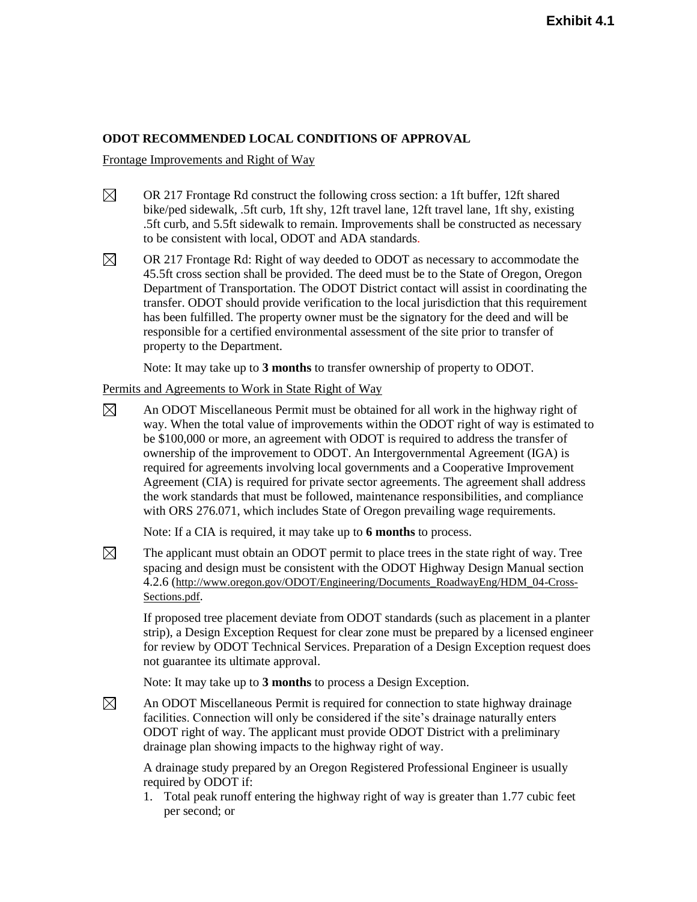**Exhibit 4.1**

**ODOT RECOMMENDED LOCAL CONDITIONS OF APPROVAL**

Frontage Improvements and Right of Way

☒ OR 217 Frontage Rd construct the following cross section: a 1ft buffer, 12ft shared bike/ped sidewalk, .5ft curb, 1ft shy, 12ft travel lane, 12ft travel lane, 1ft shy, existing .5ft curb, and 5.5ft sidewalk to remain. Improvements shall be constructed as necessary to be consistent with local, ODOT and ADA standards.

☒ OR 217 Frontage Rd: Right of way deeded to ODOT as necessary to accommodate the 45.5ft cross section shall be provided. The deed must be to the State of Oregon, Oregon Department of Transportation. The ODOT District contact will assist in coordinating the transfer. ODOT should provide verification to the local jurisdiction that this requirement has been fulfilled. The property owner must be the signatory for the deed and will be responsible for a certified environmental assessment of the site prior to transfer of property to the Department.

Note: It may take up to **3 months** to transfer ownership of property to ODOT.

Permits and Agreements to Work in State Right of Way

☒ An ODOT Miscellaneous Permit must be obtained for all work in the highway right of way. When the total value of improvements within the ODOT right of way is estimated to be $100,000 or more, an agreement with ODOT is required to address the transfer of ownership of the improvement to ODOT. An Intergovernmental Agreement (IGA) is required for agreements involving local governments and a Cooperative Improvement Agreement (CIA) is required for private sector agreements. The agreement shall address the work standards that must be followed, maintenance responsibilities, and compliance with ORS 276.071, which includes State of Oregon prevailing wage requirements.

Note: If a CIA is required, it may take up to **6 months** to process.

☒ The applicant must obtain an ODOT permit to place trees in the state right of way. Tree spacing and design must be consistent with the ODOT Highway Design Manual section 4.2.6 (http://www.oregon.gov/ODOT/Engineering/Documents_RoadwayEng/HDM_04-Cross-Sections.pdf.

If proposed tree placement deviate from ODOT standards (such as placement in a planter strip), a Design Exception Request for clear zone must be prepared by a licensed engineer for review by ODOT Technical Services. Preparation of a Design Exception request does not guarantee its ultimate approval.

Note: It may take up to **3 months** to process a Design Exception.

☒ An ODOT Miscellaneous Permit is required for connection to state highway drainage facilities. Connection will only be considered if the site's drainage naturally enters ODOT right of way. The applicant must provide ODOT District with a preliminary drainage plan showing impacts to the highway right of way.

A drainage study prepared by an Oregon Registered Professional Engineer is usually required by ODOT if:

1. Total peak runoff entering the highway right of way is greater than 1.77 cubic feet per second; or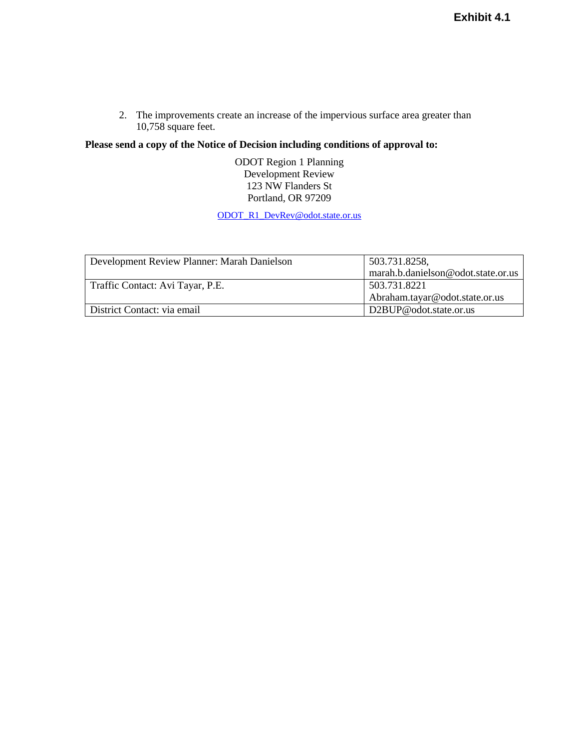**Exhibit 4.1**

2. The improvements create an increase of the impervious surface area greater than 10,758 square feet.

**Please send a copy of the Notice of Decision including conditions of approval to:**

ODOT Region 1 Planning
Development Review
123 NW Flanders St
Portland, OR 97209

ODOT_R1_DevRev@odot.state.or.us

| | |
|---|---|
| Development Review Planner: Marah Danielson | 503.731.8258, marah.b.danielson@odot.state.or.us |
| Traffic Contact: Avi Tayar, P.E. | 503.731.8221 Abraham.tayar@odot.state.or.us |
| District Contact: via email | D2BUP@odot.state.or.us |